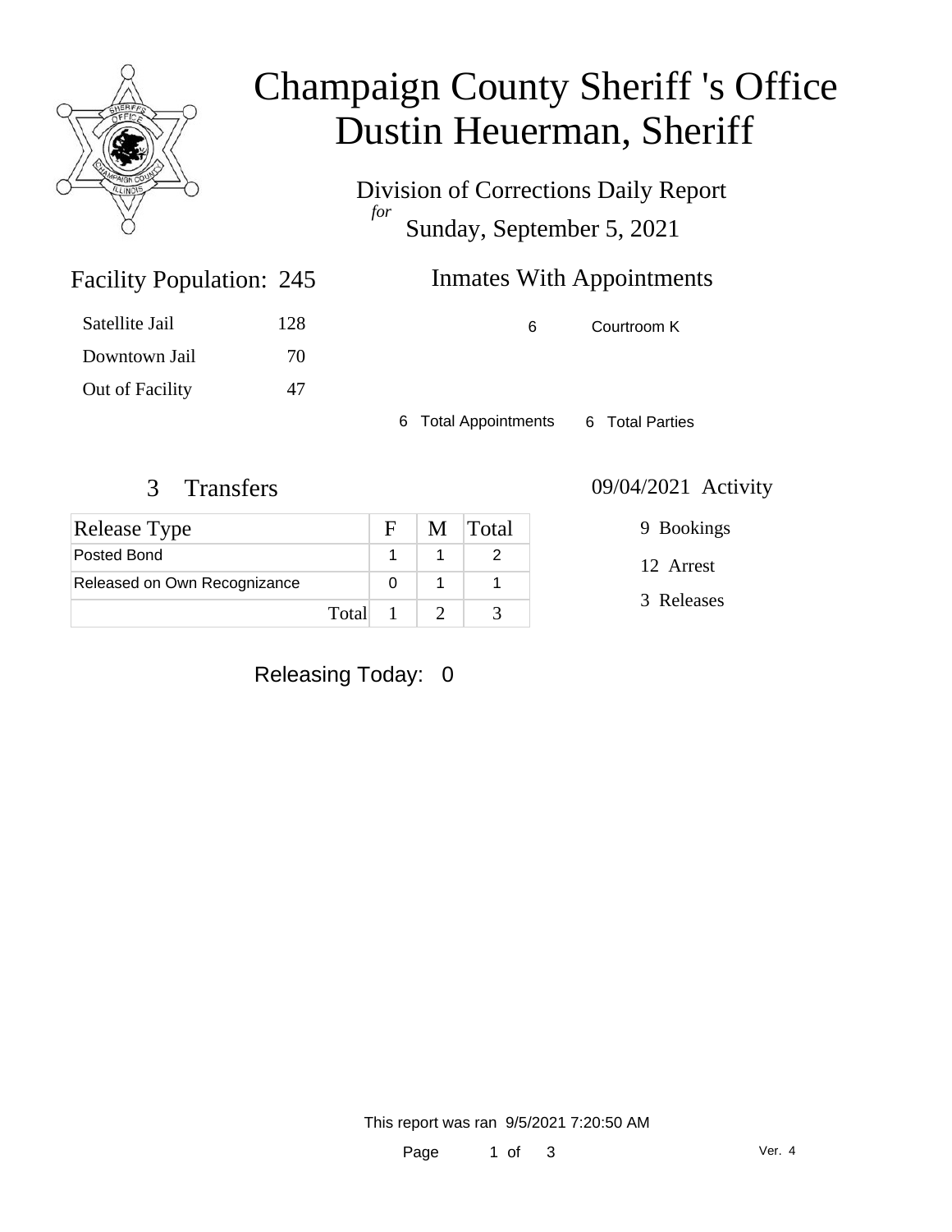# Champaign County Sheriff 's Office
# Dustin Heuerman, Sheriff

Division of Corrections Daily Report
*for*
Sunday, September 5, 2021

## Facility Population: 245

| | |
|---|---|
| Satellite Jail | 128 |
| Downtown Jail | 70 |
| Out of Facility | 47 |

## Inmates With Appointments

| | |
|---|---|
| 6 | Courtroom K |

6 Total Appointments   6 Total Parties

## 3 Transfers

| Release Type | F | M | Total |
|---|---|---|---|
| Posted Bond | 1 | 1 | 2 |
| Released on Own Recognizance | 0 | 1 | 1 |
| Total | 1 | 2 | 3 |

## 09/04/2021 Activity

9 Bookings

12 Arrest

3 Releases

Releasing Today: 0

This report was ran 9/5/2021 7:20:50 AM

Ver. 4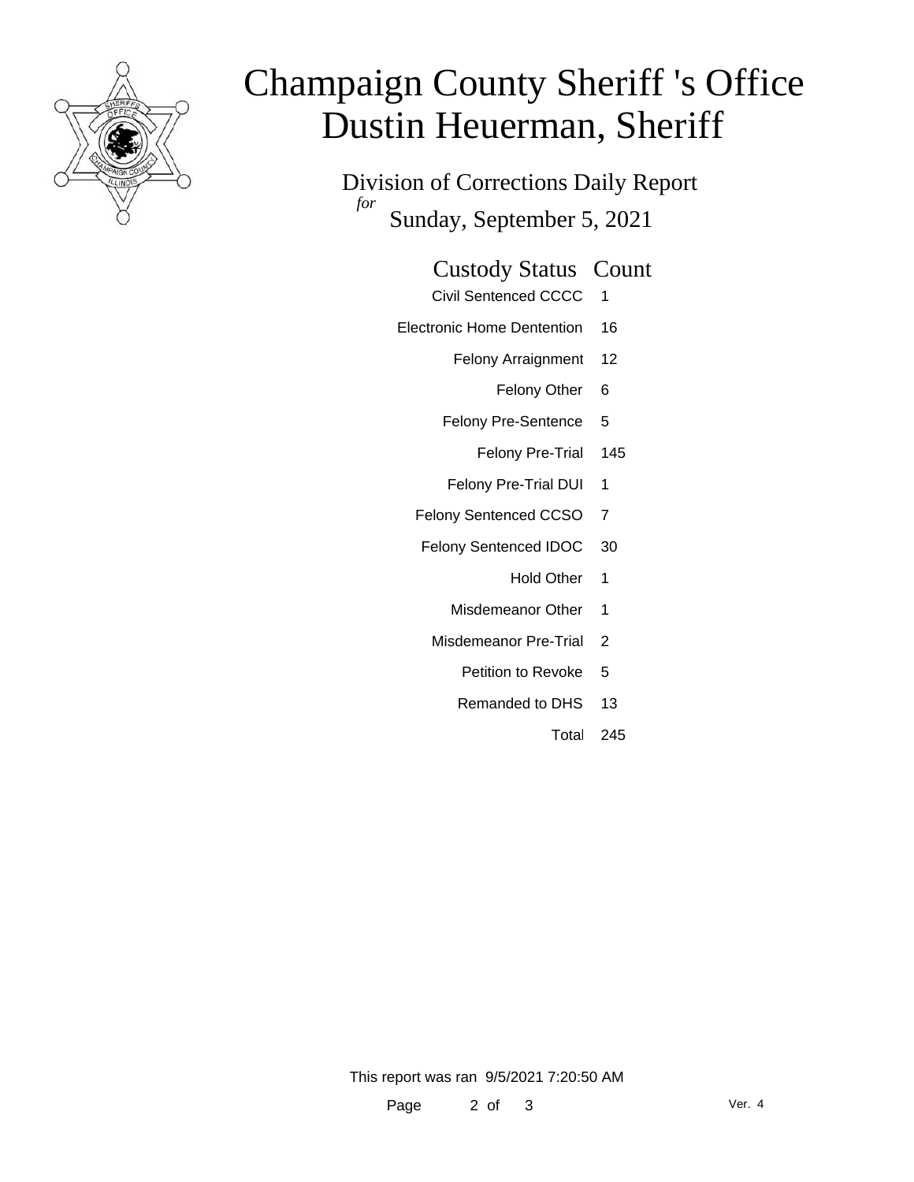# Champaign County Sheriff 's Office
# Dustin Heuerman, Sheriff

Division of Corrections Daily Report
*for*
Sunday, September 5, 2021

| Custody Status | Count |
| --- | --- |
| Civil Sentenced CCCC | 1 |
| Electronic Home Dentention | 16 |
| Felony Arraignment | 12 |
| Felony Other | 6 |
| Felony Pre-Sentence | 5 |
| Felony Pre-Trial | 145 |
| Felony Pre-Trial DUI | 1 |
| Felony Sentenced CCSO | 7 |
| Felony Sentenced IDOC | 30 |
| Hold Other | 1 |
| Misdemeanor Other | 1 |
| Misdemeanor Pre-Trial | 2 |
| Petition to Revoke | 5 |
| Remanded to DHS | 13 |
| Total | 245 |

This report was ran 9/5/2021 7:20:50 AM

Ver. 4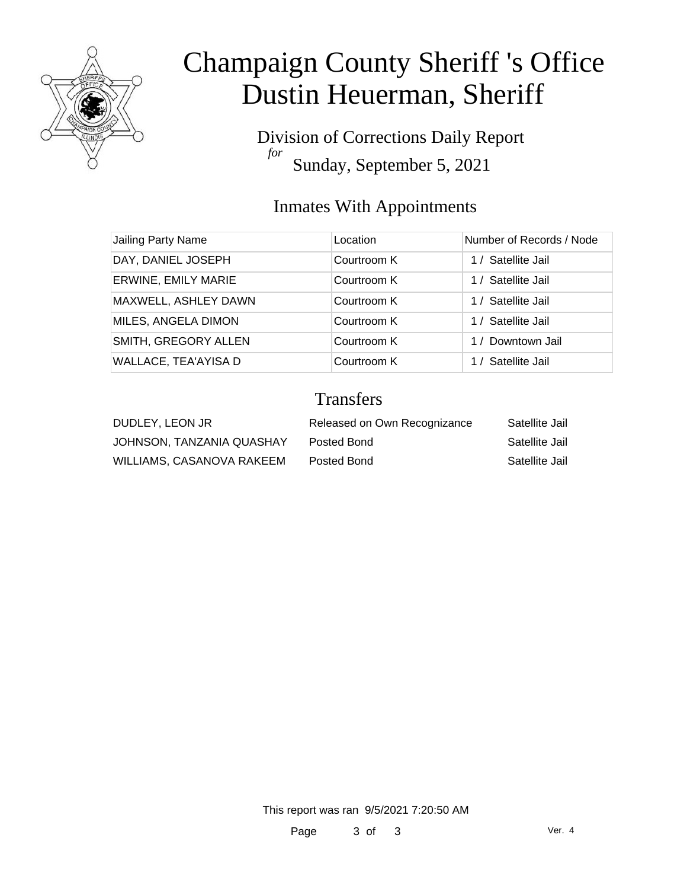# Champaign County Sheriff 's Office Dustin Heuerman, Sheriff

Division of Corrections Daily Report
*for*
Sunday, September 5, 2021

## Inmates With Appointments

| Jailing Party Name | Location | Number of Records / Node |
|---|---|---|
| DAY, DANIEL JOSEPH | Courtroom K | 1 / Satellite Jail |
| ERWINE, EMILY MARIE | Courtroom K | 1 / Satellite Jail |
| MAXWELL, ASHLEY DAWN | Courtroom K | 1 / Satellite Jail |
| MILES, ANGELA DIMON | Courtroom K | 1 / Satellite Jail |
| SMITH, GREGORY ALLEN | Courtroom K | 1 / Downtown Jail |
| WALLACE, TEA'AYISA D | Courtroom K | 1 / Satellite Jail |

## Transfers

| | | |
|---|---|---|
| DUDLEY, LEON JR | Released on Own Recognizance | Satellite Jail |
| JOHNSON, TANZANIA QUASHAY | Posted Bond | Satellite Jail |
| WILLIAMS, CASANOVA RAKEEM | Posted Bond | Satellite Jail |

This report was ran 9/5/2021 7:20:50 AM

Ver. 4